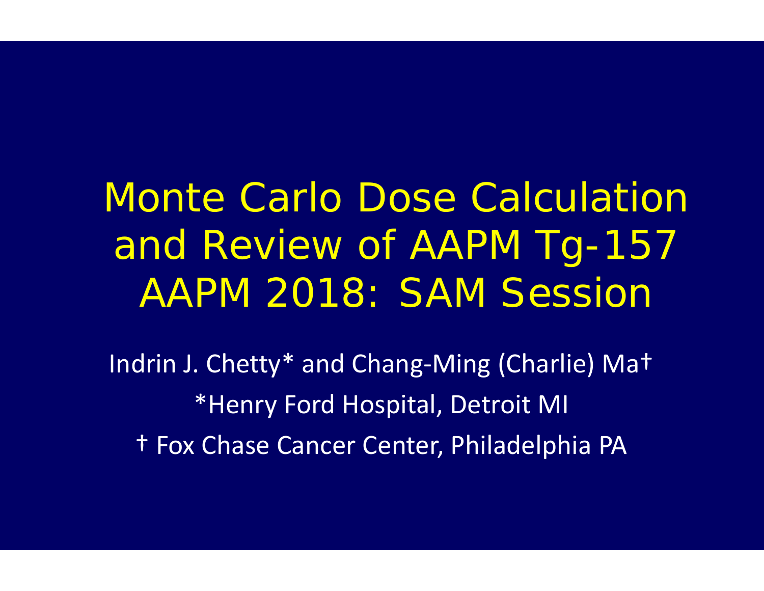# Monte Carlo Dose Calculation and Review of AAPM Tg-157 AAPM 2018: SAM Session

Indrin J. Chetty* and Chang-Ming (Charlie) Ma†

*Henry Ford Hospital, Detroit MI

† Fox Chase Cancer Center, Philadelphia PA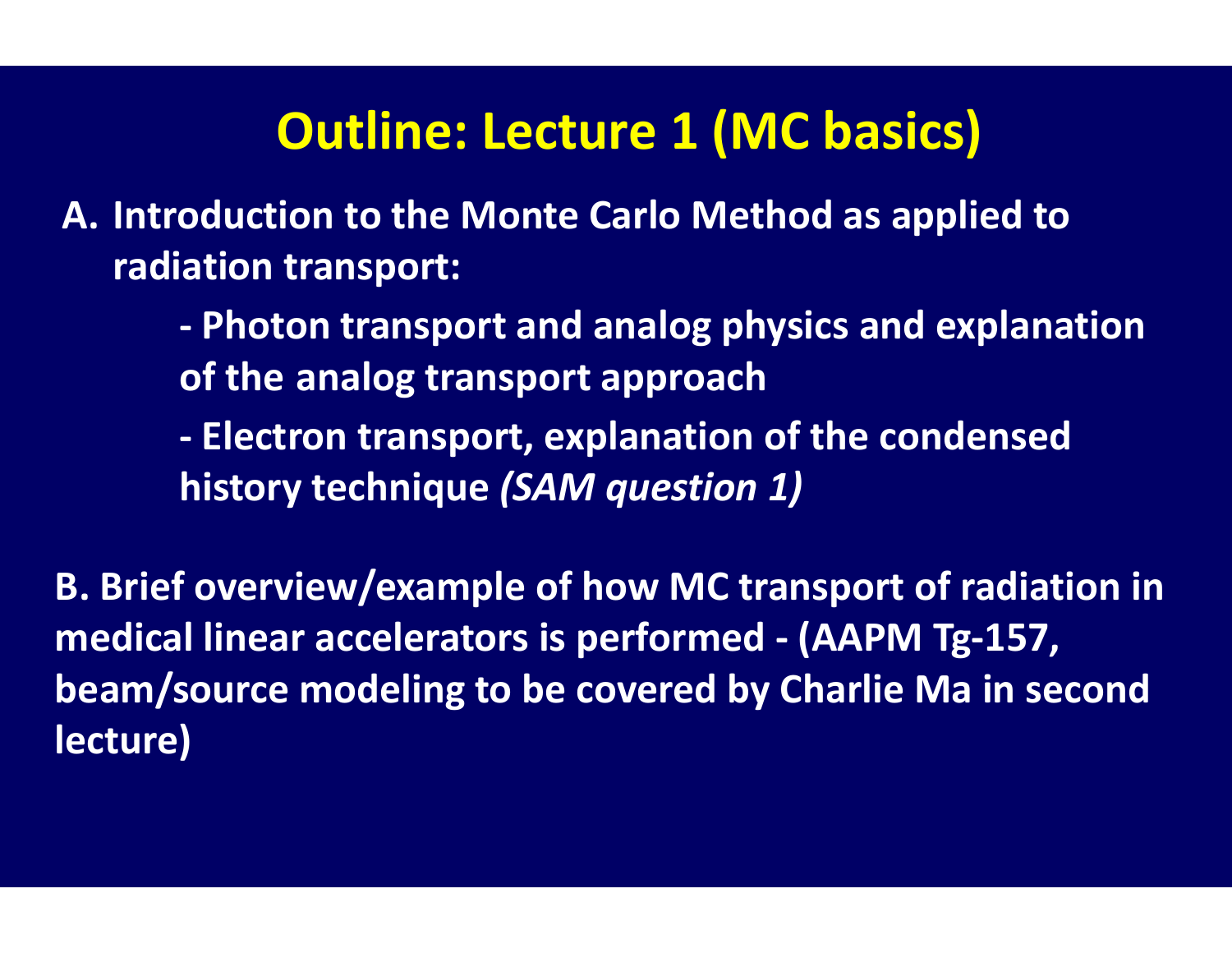# Outline: Lecture 1 (MC basics)

A. Introduction to the Monte Carlo Method as applied to radiation transport:

- Photon transport and analog physics and explanation of the analog transport approach
- Electron transport, explanation of the condensed history technique *(SAM question 1)*

B. Brief overview/example of how MC transport of radiation in medical linear accelerators is performed - (AAPM Tg-157, beam/source modeling to be covered by Charlie Ma in second lecture)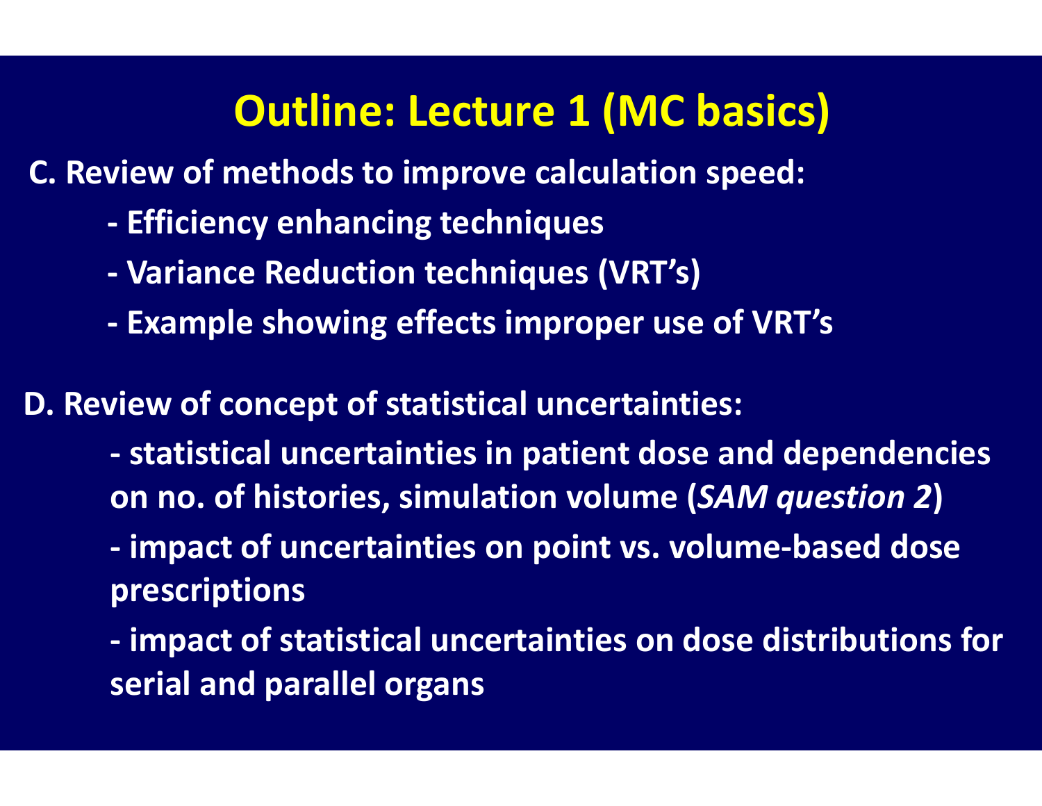# Outline: Lecture 1 (MC basics)

**C. Review of methods to improve calculation speed:**

- **Efficiency enhancing techniques**
- **Variance Reduction techniques (VRT's)**
- **Example showing effects improper use of VRT's**

**D. Review of concept of statistical uncertainties:**

- **statistical uncertainties in patient dose and dependencies on no. of histories, simulation volume (*SAM question 2*)**
- **impact of uncertainties on point vs. volume-based dose prescriptions**
- **impact of statistical uncertainties on dose distributions for serial and parallel organs**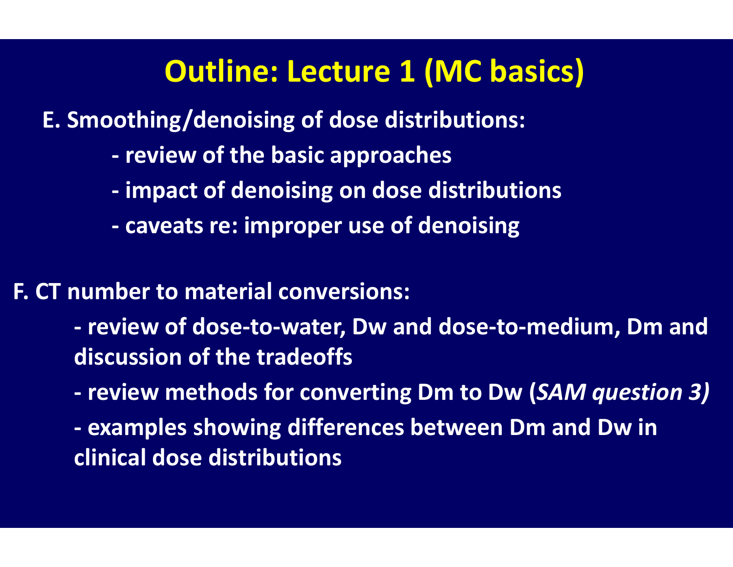# Outline: Lecture 1 (MC basics)

**E. Smoothing/denoising of dose distributions:**

- **review of the basic approaches**
- **impact of denoising on dose distributions**
- **caveats re: improper use of denoising**

**F. CT number to material conversions:**

- **review of dose-to-water, Dw and dose-to-medium, Dm and discussion of the tradeoffs**
- **review methods for converting Dm to Dw (*SAM question 3)***
- **examples showing differences between Dm and Dw in clinical dose distributions**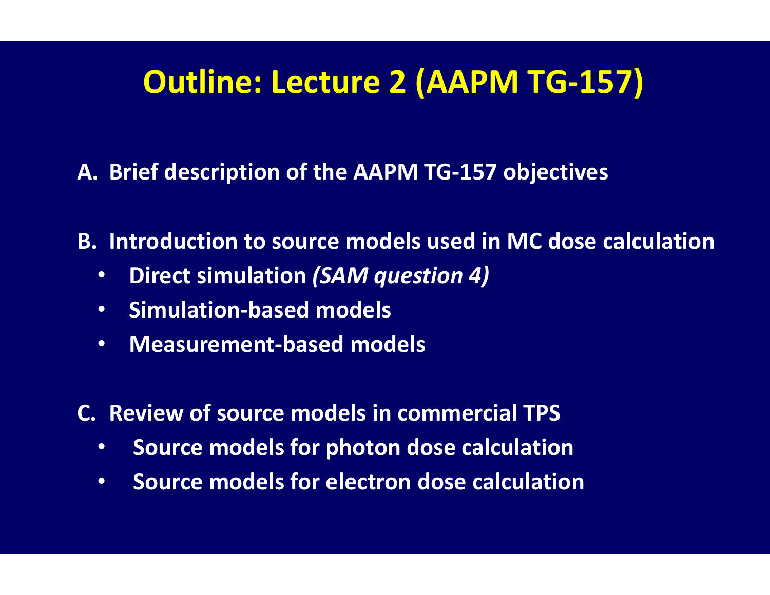# Outline: Lecture 2 (AAPM TG-157)

**A. Brief description of the AAPM TG-157 objectives**

**B. Introduction to source models used in MC dose calculation**

- **Direct simulation** ***(SAM question 4)***
- **Simulation-based models**
- **Measurement-based models**

**C. Review of source models in commercial TPS**

- **Source models for photon dose calculation**
- **Source models for electron dose calculation**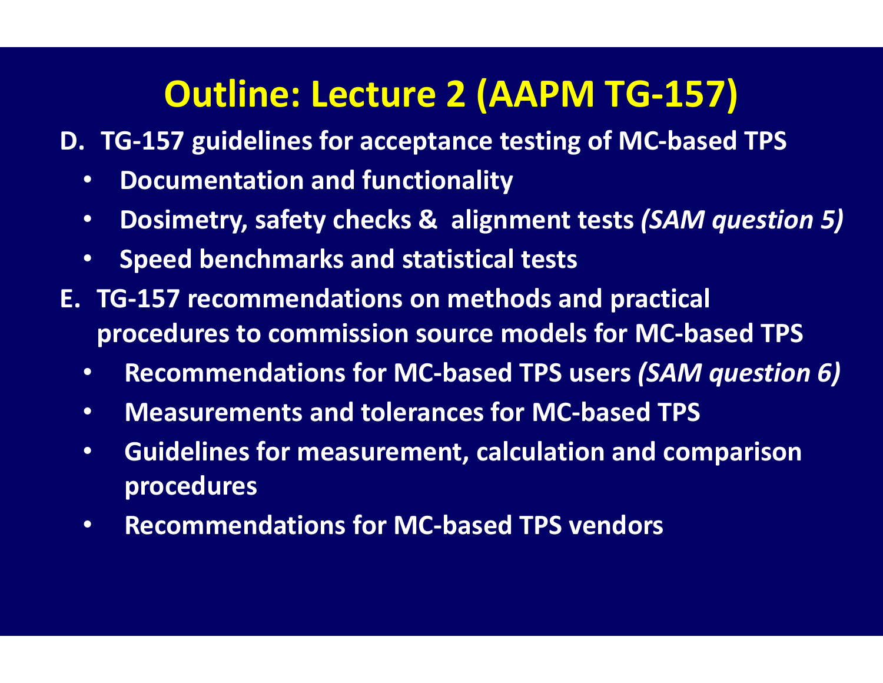# Outline: Lecture 2 (AAPM TG-157)

**D. TG-157 guidelines for acceptance testing of MC-based TPS**

- **Documentation and functionality**
- **Dosimetry, safety checks & alignment tests *(SAM question 5)***
- **Speed benchmarks and statistical tests**

**E. TG-157 recommendations on methods and practical procedures to commission source models for MC-based TPS**

- **Recommendations for MC-based TPS users *(SAM question 6)***
- **Measurements and tolerances for MC-based TPS**
- **Guidelines for measurement, calculation and comparison procedures**
- **Recommendations for MC-based TPS vendors**